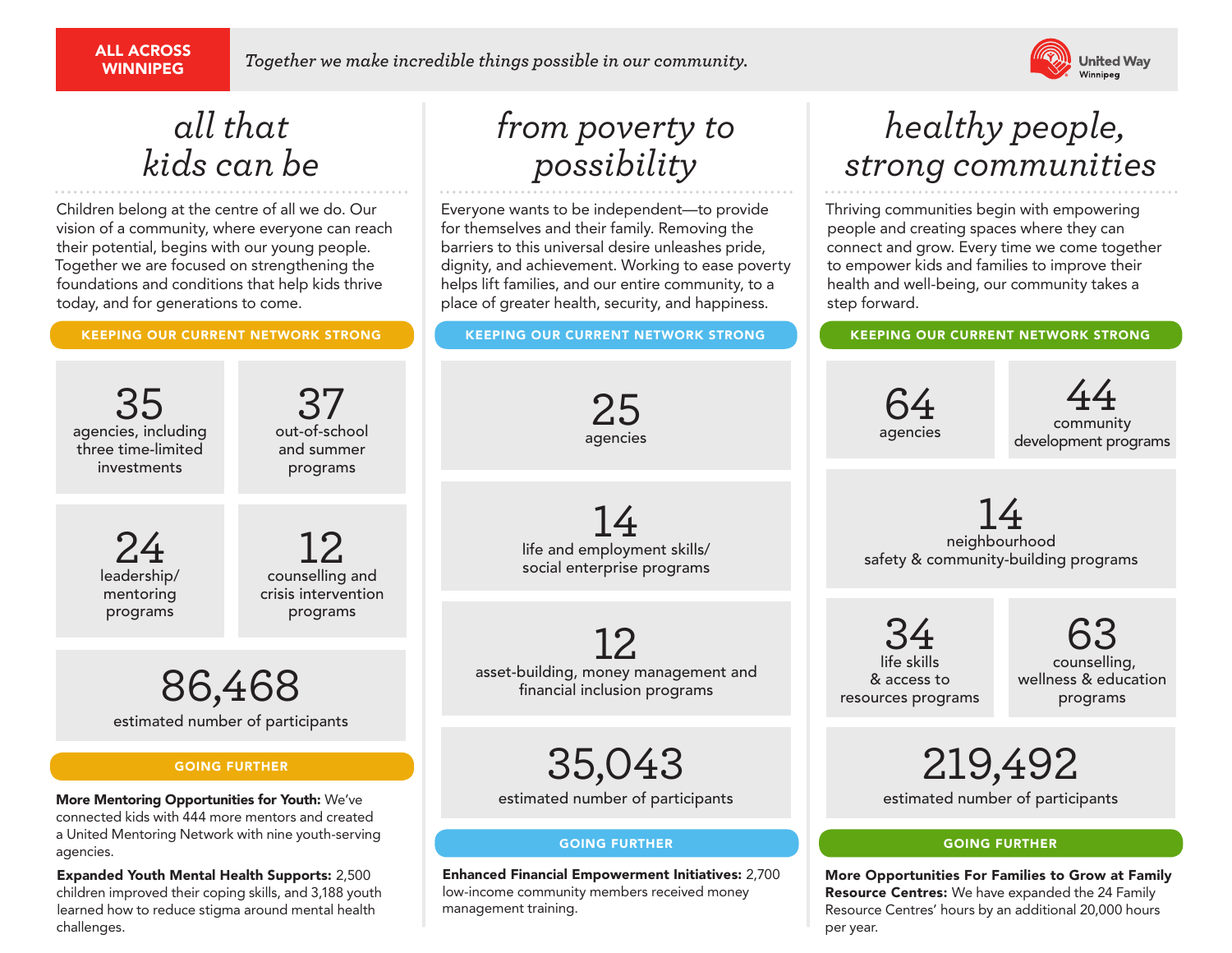**ALL ACROSS WINNIPEG**

*Together we make incredible things possible in our community.*

United Way Winnipeg

## all that kids can be

Children belong at the centre of all we do. Our vision of a community, where everyone can reach their potential, begins with our young people. Together we are focused on strengthening the foundations and conditions that help kids thrive today, and for generations to come.

### KEEPING OUR CURRENT NETWORK STRONG

**35** agencies, including three time-limited investments

**37** out-of-school and summer programs

**24** leadership/ mentoring programs

**12** counselling and crisis intervention programs

**86,468** estimated number of participants

### GOING FURTHER

**More Mentoring Opportunities for Youth:** We've connected kids with 444 more mentors and created a United Mentoring Network with nine youth-serving agencies.

**Expanded Youth Mental Health Supports:** 2,500 children improved their coping skills, and 3,188 youth learned how to reduce stigma around mental health challenges.

## from poverty to possibility

Everyone wants to be independent—to provide for themselves and their family. Removing the barriers to this universal desire unleashes pride, dignity, and achievement. Working to ease poverty helps lift families, and our entire community, to a place of greater health, security, and happiness.

### KEEPING OUR CURRENT NETWORK STRONG

**25** agencies

**14** life and employment skills/ social enterprise programs

**12** asset-building, money management and financial inclusion programs

**35,043** estimated number of participants

### GOING FURTHER

**Enhanced Financial Empowerment Initiatives:** 2,700 low-income community members received money management training.

## healthy people, strong communities

Thriving communities begin with empowering people and creating spaces where they can connect and grow. Every time we come together to empower kids and families to improve their health and well-being, our community takes a step forward.

### KEEPING OUR CURRENT NETWORK STRONG

**64** agencies

**44** community development programs

**14** neighbourhood safety & community-building programs

**34** life skills & access to resources programs

**63** counselling, wellness & education programs

**219,492** estimated number of participants

### GOING FURTHER

**More Opportunities For Families to Grow at Family Resource Centres:** We have expanded the 24 Family Resource Centres' hours by an additional 20,000 hours per year.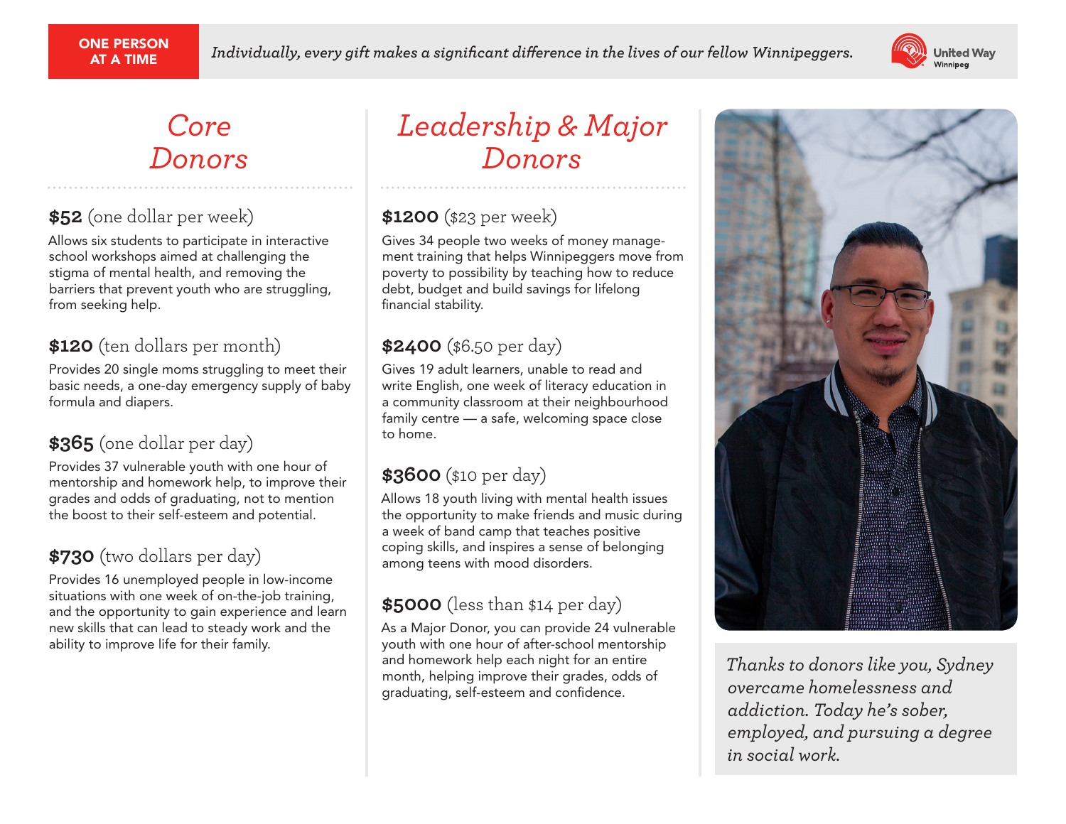**ONE PERSON AT A TIME**

*Individually, every gift makes a significant difference in the lives of our fellow Winnipeggers.*

United Way Winnipeg

## *Core Donors*

**$52** (one dollar per week)

Allows six students to participate in interactive school workshops aimed at challenging the stigma of mental health, and removing the barriers that prevent youth who are struggling, from seeking help.

**$120** (ten dollars per month)

Provides 20 single moms struggling to meet their basic needs, a one-day emergency supply of baby formula and diapers.

**$365** (one dollar per day)

Provides 37 vulnerable youth with one hour of mentorship and homework help, to improve their grades and odds of graduating, not to mention the boost to their self-esteem and potential.

**$730** (two dollars per day)

Provides 16 unemployed people in low-income situations with one week of on-the-job training, and the opportunity to gain experience and learn new skills that can lead to steady work and the ability to improve life for their family.

## *Leadership & Major Donors*

**$1200** ($23 per week)

Gives 34 people two weeks of money management training that helps Winnipeggers move from poverty to possibility by teaching how to reduce debt, budget and build savings for lifelong financial stability.

**$2400** ($6.50 per day)

Gives 19 adult learners, unable to read and write English, one week of literacy education in a community classroom at their neighbourhood family centre — a safe, welcoming space close to home.

**$3600** ($10 per day)

Allows 18 youth living with mental health issues the opportunity to make friends and music during a week of band camp that teaches positive coping skills, and inspires a sense of belonging among teens with mood disorders.

**$5000** (less than $14 per day)

As a Major Donor, you can provide 24 vulnerable youth with one hour of after-school mentorship and homework help each night for an entire month, helping improve their grades, odds of graduating, self-esteem and confidence.

*Thanks to donors like you, Sydney overcame homelessness and addiction. Today he's sober, employed, and pursuing a degree in social work.*